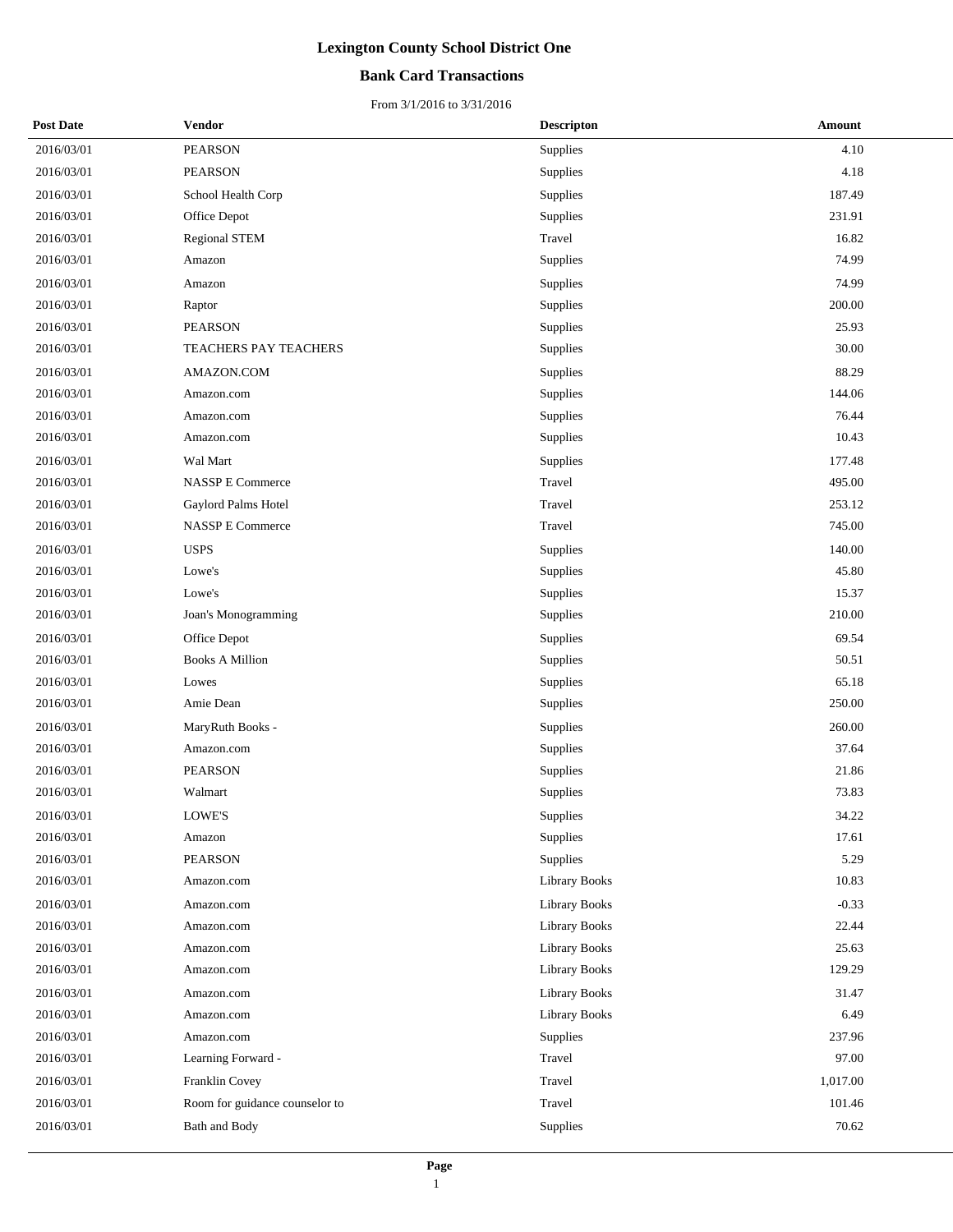# Lexington County School District One

## Bank Card Transactions

From 3/1/2016 to 3/31/2016

| Post Date | Vendor | Descripton | Amount |
|---|---|---|---|
| 2016/03/01 | PEARSON | Supplies | 4.10 |
| 2016/03/01 | PEARSON | Supplies | 4.18 |
| 2016/03/01 | School Health Corp | Supplies | 187.49 |
| 2016/03/01 | Office Depot | Supplies | 231.91 |
| 2016/03/01 | Regional STEM | Travel | 16.82 |
| 2016/03/01 | Amazon | Supplies | 74.99 |
| 2016/03/01 | Amazon | Supplies | 74.99 |
| 2016/03/01 | Raptor | Supplies | 200.00 |
| 2016/03/01 | PEARSON | Supplies | 25.93 |
| 2016/03/01 | TEACHERS PAY TEACHERS | Supplies | 30.00 |
| 2016/03/01 | AMAZON.COM | Supplies | 88.29 |
| 2016/03/01 | Amazon.com | Supplies | 144.06 |
| 2016/03/01 | Amazon.com | Supplies | 76.44 |
| 2016/03/01 | Amazon.com | Supplies | 10.43 |
| 2016/03/01 | Wal Mart | Supplies | 177.48 |
| 2016/03/01 | NASSP E Commerce | Travel | 495.00 |
| 2016/03/01 | Gaylord Palms Hotel | Travel | 253.12 |
| 2016/03/01 | NASSP E Commerce | Travel | 745.00 |
| 2016/03/01 | USPS | Supplies | 140.00 |
| 2016/03/01 | Lowe's | Supplies | 45.80 |
| 2016/03/01 | Lowe's | Supplies | 15.37 |
| 2016/03/01 | Joan's Monogramming | Supplies | 210.00 |
| 2016/03/01 | Office Depot | Supplies | 69.54 |
| 2016/03/01 | Books A Million | Supplies | 50.51 |
| 2016/03/01 | Lowes | Supplies | 65.18 |
| 2016/03/01 | Amie Dean | Supplies | 250.00 |
| 2016/03/01 | MaryRuth Books - | Supplies | 260.00 |
| 2016/03/01 | Amazon.com | Supplies | 37.64 |
| 2016/03/01 | PEARSON | Supplies | 21.86 |
| 2016/03/01 | Walmart | Supplies | 73.83 |
| 2016/03/01 | LOWE'S | Supplies | 34.22 |
| 2016/03/01 | Amazon | Supplies | 17.61 |
| 2016/03/01 | PEARSON | Supplies | 5.29 |
| 2016/03/01 | Amazon.com | Library Books | 10.83 |
| 2016/03/01 | Amazon.com | Library Books | -0.33 |
| 2016/03/01 | Amazon.com | Library Books | 22.44 |
| 2016/03/01 | Amazon.com | Library Books | 25.63 |
| 2016/03/01 | Amazon.com | Library Books | 129.29 |
| 2016/03/01 | Amazon.com | Library Books | 31.47 |
| 2016/03/01 | Amazon.com | Library Books | 6.49 |
| 2016/03/01 | Amazon.com | Supplies | 237.96 |
| 2016/03/01 | Learning Forward - | Travel | 97.00 |
| 2016/03/01 | Franklin Covey | Travel | 1,017.00 |
| 2016/03/01 | Room for guidance counselor to | Travel | 101.46 |
| 2016/03/01 | Bath and Body | Supplies | 70.62 |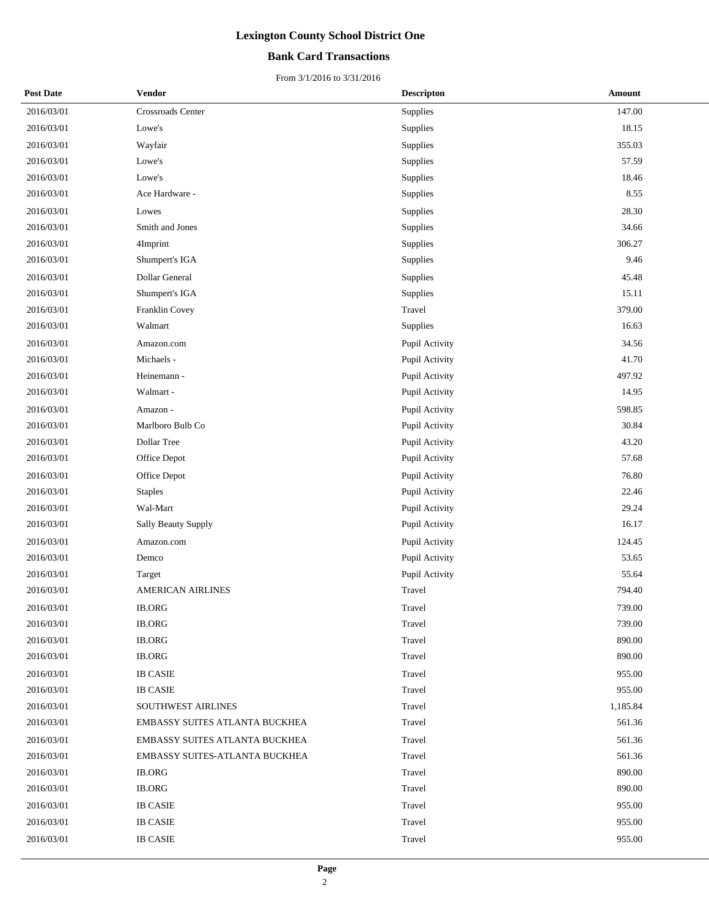# Lexington County School District One

## Bank Card Transactions

From 3/1/2016 to 3/31/2016

| Post Date | Vendor | Descripton | Amount |
| --- | --- | --- | --- |
| 2016/03/01 | Crossroads Center | Supplies | 147.00 |
| 2016/03/01 | Lowe's | Supplies | 18.15 |
| 2016/03/01 | Wayfair | Supplies | 355.03 |
| 2016/03/01 | Lowe's | Supplies | 57.59 |
| 2016/03/01 | Lowe's | Supplies | 18.46 |
| 2016/03/01 | Ace Hardware - | Supplies | 8.55 |
| 2016/03/01 | Lowes | Supplies | 28.30 |
| 2016/03/01 | Smith and Jones | Supplies | 34.66 |
| 2016/03/01 | 4Imprint | Supplies | 306.27 |
| 2016/03/01 | Shumpert's IGA | Supplies | 9.46 |
| 2016/03/01 | Dollar General | Supplies | 45.48 |
| 2016/03/01 | Shumpert's IGA | Supplies | 15.11 |
| 2016/03/01 | Franklin Covey | Travel | 379.00 |
| 2016/03/01 | Walmart | Supplies | 16.63 |
| 2016/03/01 | Amazon.com | Pupil Activity | 34.56 |
| 2016/03/01 | Michaels - | Pupil Activity | 41.70 |
| 2016/03/01 | Heinemann - | Pupil Activity | 497.92 |
| 2016/03/01 | Walmart - | Pupil Activity | 14.95 |
| 2016/03/01 | Amazon - | Pupil Activity | 598.85 |
| 2016/03/01 | Marlboro Bulb Co | Pupil Activity | 30.84 |
| 2016/03/01 | Dollar Tree | Pupil Activity | 43.20 |
| 2016/03/01 | Office Depot | Pupil Activity | 57.68 |
| 2016/03/01 | Office Depot | Pupil Activity | 76.80 |
| 2016/03/01 | Staples | Pupil Activity | 22.46 |
| 2016/03/01 | Wal-Mart | Pupil Activity | 29.24 |
| 2016/03/01 | Sally Beauty Supply | Pupil Activity | 16.17 |
| 2016/03/01 | Amazon.com | Pupil Activity | 124.45 |
| 2016/03/01 | Demco | Pupil Activity | 53.65 |
| 2016/03/01 | Target | Pupil Activity | 55.64 |
| 2016/03/01 | AMERICAN AIRLINES | Travel | 794.40 |
| 2016/03/01 | IB.ORG | Travel | 739.00 |
| 2016/03/01 | IB.ORG | Travel | 739.00 |
| 2016/03/01 | IB.ORG | Travel | 890.00 |
| 2016/03/01 | IB.ORG | Travel | 890.00 |
| 2016/03/01 | IB CASIE | Travel | 955.00 |
| 2016/03/01 | IB CASIE | Travel | 955.00 |
| 2016/03/01 | SOUTHWEST AIRLINES | Travel | 1,185.84 |
| 2016/03/01 | EMBASSY SUITES ATLANTA BUCKHEA | Travel | 561.36 |
| 2016/03/01 | EMBASSY SUITES ATLANTA BUCKHEA | Travel | 561.36 |
| 2016/03/01 | EMBASSY SUITES-ATLANTA BUCKHEA | Travel | 561.36 |
| 2016/03/01 | IB.ORG | Travel | 890.00 |
| 2016/03/01 | IB.ORG | Travel | 890.00 |
| 2016/03/01 | IB CASIE | Travel | 955.00 |
| 2016/03/01 | IB CASIE | Travel | 955.00 |
| 2016/03/01 | IB CASIE | Travel | 955.00 |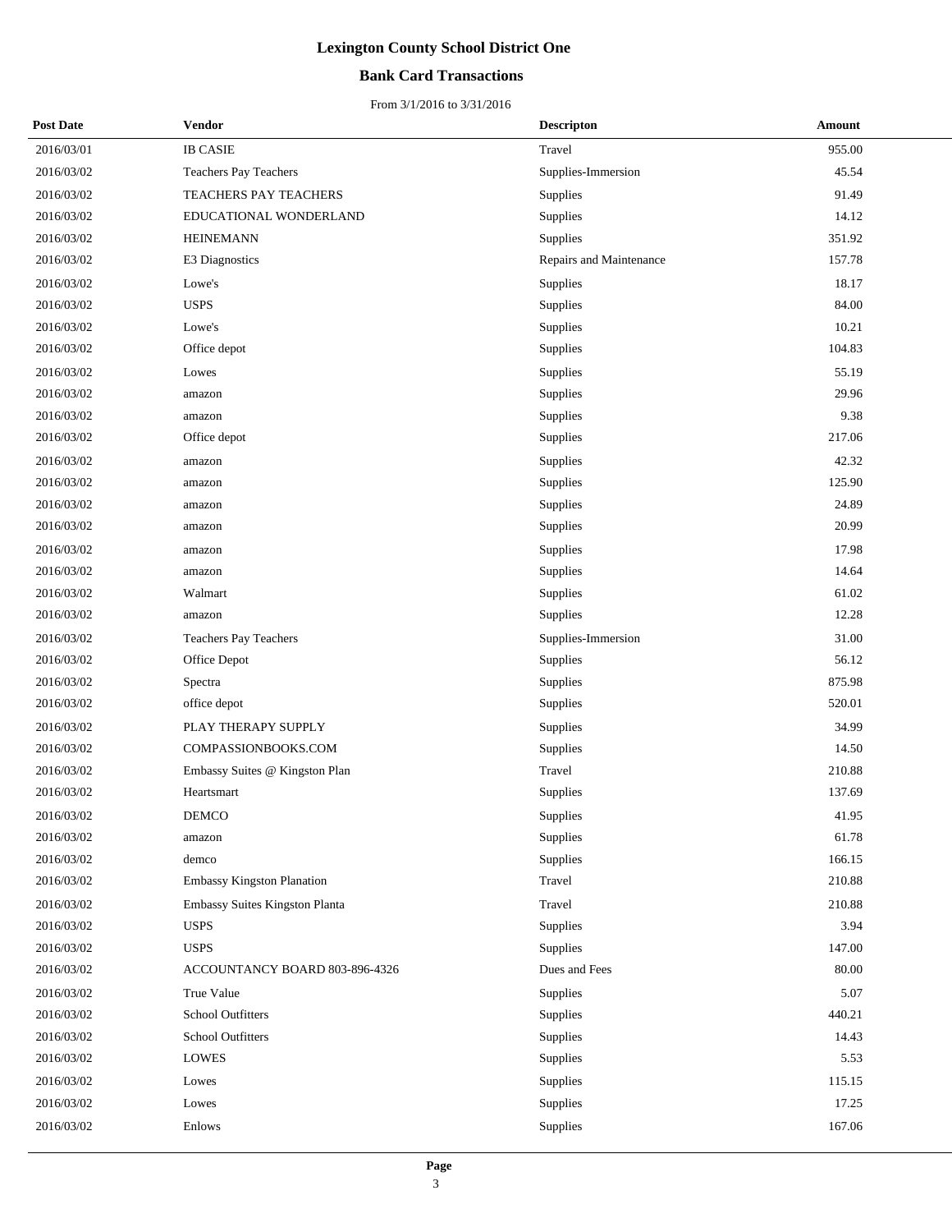# Lexington County School District One

## Bank Card Transactions

From 3/1/2016 to 3/31/2016

| Post Date | Vendor | Descripton | Amount |
|---|---|---|---|
| 2016/03/01 | IB CASIE | Travel | 955.00 |
| 2016/03/02 | Teachers Pay Teachers | Supplies-Immersion | 45.54 |
| 2016/03/02 | TEACHERS PAY TEACHERS | Supplies | 91.49 |
| 2016/03/02 | EDUCATIONAL WONDERLAND | Supplies | 14.12 |
| 2016/03/02 | HEINEMANN | Supplies | 351.92 |
| 2016/03/02 | E3 Diagnostics | Repairs and Maintenance | 157.78 |
| 2016/03/02 | Lowe's | Supplies | 18.17 |
| 2016/03/02 | USPS | Supplies | 84.00 |
| 2016/03/02 | Lowe's | Supplies | 10.21 |
| 2016/03/02 | Office depot | Supplies | 104.83 |
| 2016/03/02 | Lowes | Supplies | 55.19 |
| 2016/03/02 | amazon | Supplies | 29.96 |
| 2016/03/02 | amazon | Supplies | 9.38 |
| 2016/03/02 | Office depot | Supplies | 217.06 |
| 2016/03/02 | amazon | Supplies | 42.32 |
| 2016/03/02 | amazon | Supplies | 125.90 |
| 2016/03/02 | amazon | Supplies | 24.89 |
| 2016/03/02 | amazon | Supplies | 20.99 |
| 2016/03/02 | amazon | Supplies | 17.98 |
| 2016/03/02 | amazon | Supplies | 14.64 |
| 2016/03/02 | Walmart | Supplies | 61.02 |
| 2016/03/02 | amazon | Supplies | 12.28 |
| 2016/03/02 | Teachers Pay Teachers | Supplies-Immersion | 31.00 |
| 2016/03/02 | Office Depot | Supplies | 56.12 |
| 2016/03/02 | Spectra | Supplies | 875.98 |
| 2016/03/02 | office depot | Supplies | 520.01 |
| 2016/03/02 | PLAY THERAPY SUPPLY | Supplies | 34.99 |
| 2016/03/02 | COMPASSIONBOOKS.COM | Supplies | 14.50 |
| 2016/03/02 | Embassy Suites @ Kingston Plan | Travel | 210.88 |
| 2016/03/02 | Heartsmart | Supplies | 137.69 |
| 2016/03/02 | DEMCO | Supplies | 41.95 |
| 2016/03/02 | amazon | Supplies | 61.78 |
| 2016/03/02 | demco | Supplies | 166.15 |
| 2016/03/02 | Embassy Kingston Planation | Travel | 210.88 |
| 2016/03/02 | Embassy Suites Kingston Planta | Travel | 210.88 |
| 2016/03/02 | USPS | Supplies | 3.94 |
| 2016/03/02 | USPS | Supplies | 147.00 |
| 2016/03/02 | ACCOUNTANCY BOARD 803-896-4326 | Dues and Fees | 80.00 |
| 2016/03/02 | True Value | Supplies | 5.07 |
| 2016/03/02 | School Outfitters | Supplies | 440.21 |
| 2016/03/02 | School Outfitters | Supplies | 14.43 |
| 2016/03/02 | LOWES | Supplies | 5.53 |
| 2016/03/02 | Lowes | Supplies | 115.15 |
| 2016/03/02 | Lowes | Supplies | 17.25 |
| 2016/03/02 | Enlows | Supplies | 167.06 |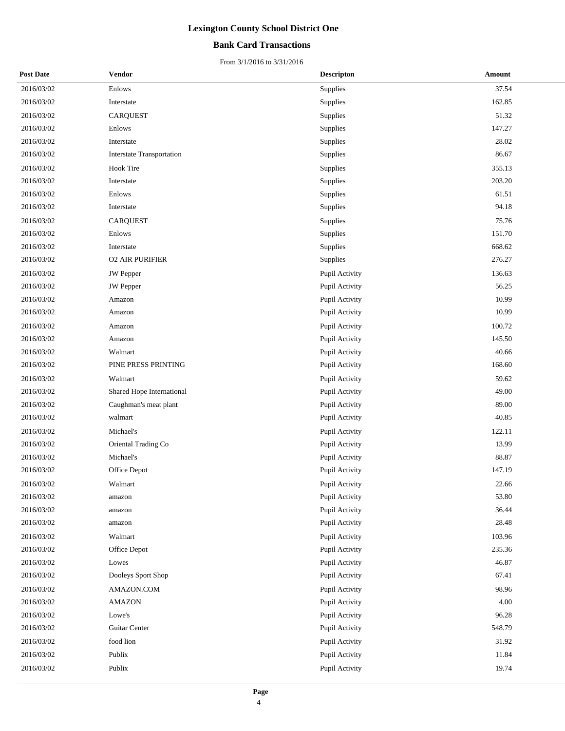# Lexington County School District One

## Bank Card Transactions

From 3/1/2016 to 3/31/2016

| Post Date | Vendor | Descripton | Amount |
|---|---|---|---|
| 2016/03/02 | Enlows | Supplies | 37.54 |
| 2016/03/02 | Interstate | Supplies | 162.85 |
| 2016/03/02 | CARQUEST | Supplies | 51.32 |
| 2016/03/02 | Enlows | Supplies | 147.27 |
| 2016/03/02 | Interstate | Supplies | 28.02 |
| 2016/03/02 | Interstate Transportation | Supplies | 86.67 |
| 2016/03/02 | Hook Tire | Supplies | 355.13 |
| 2016/03/02 | Interstate | Supplies | 203.20 |
| 2016/03/02 | Enlows | Supplies | 61.51 |
| 2016/03/02 | Interstate | Supplies | 94.18 |
| 2016/03/02 | CARQUEST | Supplies | 75.76 |
| 2016/03/02 | Enlows | Supplies | 151.70 |
| 2016/03/02 | Interstate | Supplies | 668.62 |
| 2016/03/02 | O2 AIR PURIFIER | Supplies | 276.27 |
| 2016/03/02 | JW Pepper | Pupil Activity | 136.63 |
| 2016/03/02 | JW Pepper | Pupil Activity | 56.25 |
| 2016/03/02 | Amazon | Pupil Activity | 10.99 |
| 2016/03/02 | Amazon | Pupil Activity | 10.99 |
| 2016/03/02 | Amazon | Pupil Activity | 100.72 |
| 2016/03/02 | Amazon | Pupil Activity | 145.50 |
| 2016/03/02 | Walmart | Pupil Activity | 40.66 |
| 2016/03/02 | PINE PRESS PRINTING | Pupil Activity | 168.60 |
| 2016/03/02 | Walmart | Pupil Activity | 59.62 |
| 2016/03/02 | Shared Hope International | Pupil Activity | 49.00 |
| 2016/03/02 | Caughman's meat plant | Pupil Activity | 89.00 |
| 2016/03/02 | walmart | Pupil Activity | 40.85 |
| 2016/03/02 | Michael's | Pupil Activity | 122.11 |
| 2016/03/02 | Oriental Trading Co | Pupil Activity | 13.99 |
| 2016/03/02 | Michael's | Pupil Activity | 88.87 |
| 2016/03/02 | Office Depot | Pupil Activity | 147.19 |
| 2016/03/02 | Walmart | Pupil Activity | 22.66 |
| 2016/03/02 | amazon | Pupil Activity | 53.80 |
| 2016/03/02 | amazon | Pupil Activity | 36.44 |
| 2016/03/02 | amazon | Pupil Activity | 28.48 |
| 2016/03/02 | Walmart | Pupil Activity | 103.96 |
| 2016/03/02 | Office Depot | Pupil Activity | 235.36 |
| 2016/03/02 | Lowes | Pupil Activity | 46.87 |
| 2016/03/02 | Dooleys Sport Shop | Pupil Activity | 67.41 |
| 2016/03/02 | AMAZON.COM | Pupil Activity | 98.96 |
| 2016/03/02 | AMAZON | Pupil Activity | 4.00 |
| 2016/03/02 | Lowe's | Pupil Activity | 96.28 |
| 2016/03/02 | Guitar Center | Pupil Activity | 548.79 |
| 2016/03/02 | food lion | Pupil Activity | 31.92 |
| 2016/03/02 | Publix | Pupil Activity | 11.84 |
| 2016/03/02 | Publix | Pupil Activity | 19.74 |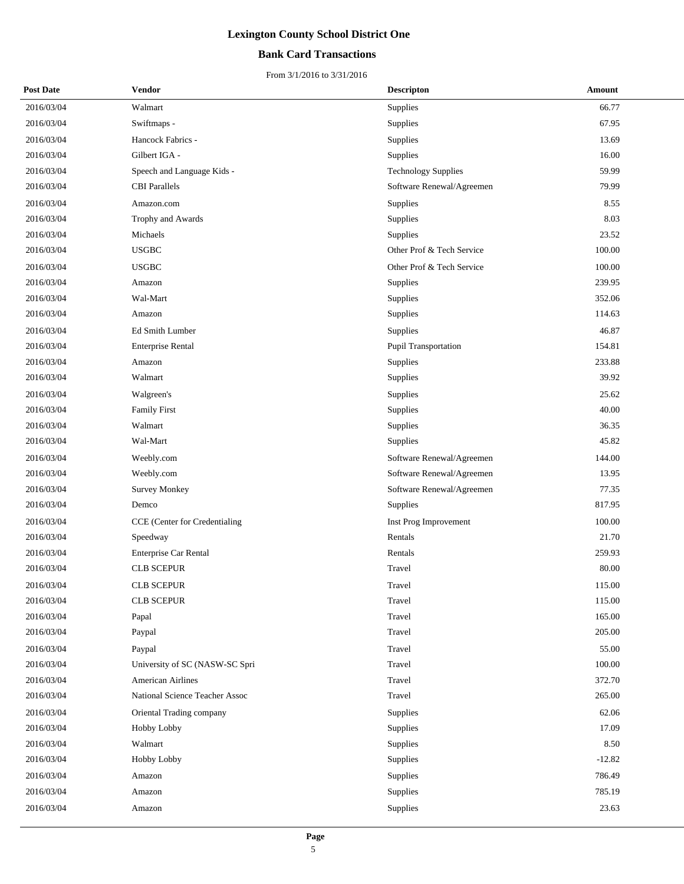# Lexington County School District One

## Bank Card Transactions

From 3/1/2016 to 3/31/2016

| Post Date | Vendor | Descripton | Amount |
|---|---|---|---|
| 2016/03/04 | Walmart | Supplies | 66.77 |
| 2016/03/04 | Swiftmaps - | Supplies | 67.95 |
| 2016/03/04 | Hancock Fabrics - | Supplies | 13.69 |
| 2016/03/04 | Gilbert IGA - | Supplies | 16.00 |
| 2016/03/04 | Speech and Language Kids - | Technology Supplies | 59.99 |
| 2016/03/04 | CBI Parallels | Software Renewal/Agreemen | 79.99 |
| 2016/03/04 | Amazon.com | Supplies | 8.55 |
| 2016/03/04 | Trophy and Awards | Supplies | 8.03 |
| 2016/03/04 | Michaels | Supplies | 23.52 |
| 2016/03/04 | USGBC | Other Prof & Tech Service | 100.00 |
| 2016/03/04 | USGBC | Other Prof & Tech Service | 100.00 |
| 2016/03/04 | Amazon | Supplies | 239.95 |
| 2016/03/04 | Wal-Mart | Supplies | 352.06 |
| 2016/03/04 | Amazon | Supplies | 114.63 |
| 2016/03/04 | Ed Smith Lumber | Supplies | 46.87 |
| 2016/03/04 | Enterprise Rental | Pupil Transportation | 154.81 |
| 2016/03/04 | Amazon | Supplies | 233.88 |
| 2016/03/04 | Walmart | Supplies | 39.92 |
| 2016/03/04 | Walgreen's | Supplies | 25.62 |
| 2016/03/04 | Family First | Supplies | 40.00 |
| 2016/03/04 | Walmart | Supplies | 36.35 |
| 2016/03/04 | Wal-Mart | Supplies | 45.82 |
| 2016/03/04 | Weebly.com | Software Renewal/Agreemen | 144.00 |
| 2016/03/04 | Weebly.com | Software Renewal/Agreemen | 13.95 |
| 2016/03/04 | Survey Monkey | Software Renewal/Agreemen | 77.35 |
| 2016/03/04 | Demco | Supplies | 817.95 |
| 2016/03/04 | CCE (Center for Credentialing | Inst Prog Improvement | 100.00 |
| 2016/03/04 | Speedway | Rentals | 21.70 |
| 2016/03/04 | Enterprise Car Rental | Rentals | 259.93 |
| 2016/03/04 | CLB SCEPUR | Travel | 80.00 |
| 2016/03/04 | CLB SCEPUR | Travel | 115.00 |
| 2016/03/04 | CLB SCEPUR | Travel | 115.00 |
| 2016/03/04 | Papal | Travel | 165.00 |
| 2016/03/04 | Paypal | Travel | 205.00 |
| 2016/03/04 | Paypal | Travel | 55.00 |
| 2016/03/04 | University of SC (NASW-SC Spri | Travel | 100.00 |
| 2016/03/04 | American Airlines | Travel | 372.70 |
| 2016/03/04 | National Science Teacher Assoc | Travel | 265.00 |
| 2016/03/04 | Oriental Trading company | Supplies | 62.06 |
| 2016/03/04 | Hobby Lobby | Supplies | 17.09 |
| 2016/03/04 | Walmart | Supplies | 8.50 |
| 2016/03/04 | Hobby Lobby | Supplies | -12.82 |
| 2016/03/04 | Amazon | Supplies | 786.49 |
| 2016/03/04 | Amazon | Supplies | 785.19 |
| 2016/03/04 | Amazon | Supplies | 23.63 |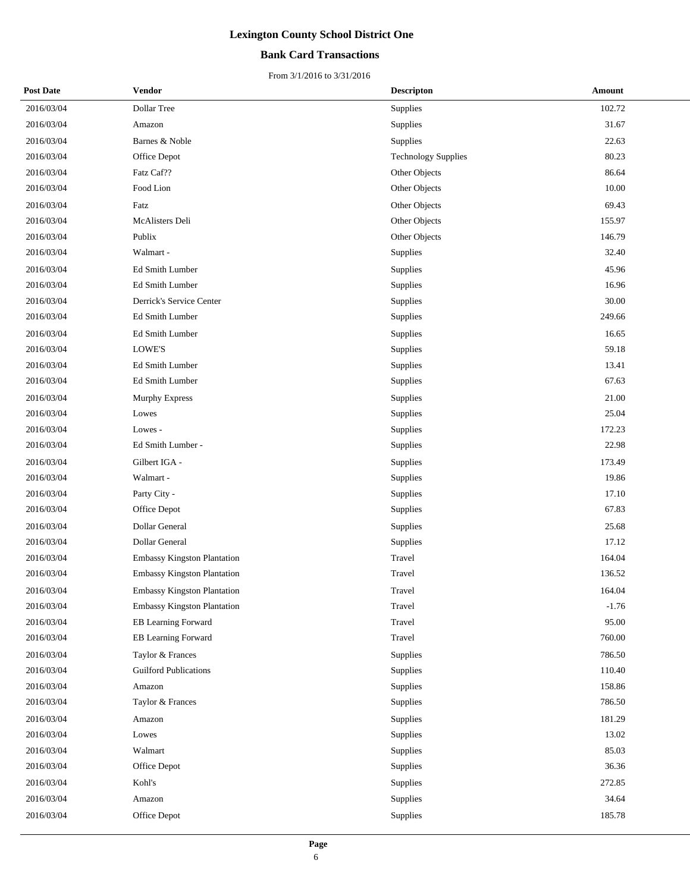# Lexington County School District One

## Bank Card Transactions

From 3/1/2016 to 3/31/2016

| Post Date | Vendor | Descripton | Amount |
|---|---|---|---|
| 2016/03/04 | Dollar Tree | Supplies | 102.72 |
| 2016/03/04 | Amazon | Supplies | 31.67 |
| 2016/03/04 | Barnes & Noble | Supplies | 22.63 |
| 2016/03/04 | Office Depot | Technology Supplies | 80.23 |
| 2016/03/04 | Fatz Caf?? | Other Objects | 86.64 |
| 2016/03/04 | Food Lion | Other Objects | 10.00 |
| 2016/03/04 | Fatz | Other Objects | 69.43 |
| 2016/03/04 | McAlisters Deli | Other Objects | 155.97 |
| 2016/03/04 | Publix | Other Objects | 146.79 |
| 2016/03/04 | Walmart - | Supplies | 32.40 |
| 2016/03/04 | Ed Smith Lumber | Supplies | 45.96 |
| 2016/03/04 | Ed Smith Lumber | Supplies | 16.96 |
| 2016/03/04 | Derrick's Service Center | Supplies | 30.00 |
| 2016/03/04 | Ed Smith Lumber | Supplies | 249.66 |
| 2016/03/04 | Ed Smith Lumber | Supplies | 16.65 |
| 2016/03/04 | LOWE'S | Supplies | 59.18 |
| 2016/03/04 | Ed Smith Lumber | Supplies | 13.41 |
| 2016/03/04 | Ed Smith Lumber | Supplies | 67.63 |
| 2016/03/04 | Murphy Express | Supplies | 21.00 |
| 2016/03/04 | Lowes | Supplies | 25.04 |
| 2016/03/04 | Lowes - | Supplies | 172.23 |
| 2016/03/04 | Ed Smith Lumber - | Supplies | 22.98 |
| 2016/03/04 | Gilbert IGA - | Supplies | 173.49 |
| 2016/03/04 | Walmart - | Supplies | 19.86 |
| 2016/03/04 | Party City - | Supplies | 17.10 |
| 2016/03/04 | Office Depot | Supplies | 67.83 |
| 2016/03/04 | Dollar General | Supplies | 25.68 |
| 2016/03/04 | Dollar General | Supplies | 17.12 |
| 2016/03/04 | Embassy Kingston Plantation | Travel | 164.04 |
| 2016/03/04 | Embassy Kingston Plantation | Travel | 136.52 |
| 2016/03/04 | Embassy Kingston Plantation | Travel | 164.04 |
| 2016/03/04 | Embassy Kingston Plantation | Travel | -1.76 |
| 2016/03/04 | EB Learning Forward | Travel | 95.00 |
| 2016/03/04 | EB Learning Forward | Travel | 760.00 |
| 2016/03/04 | Taylor & Frances | Supplies | 786.50 |
| 2016/03/04 | Guilford Publications | Supplies | 110.40 |
| 2016/03/04 | Amazon | Supplies | 158.86 |
| 2016/03/04 | Taylor & Frances | Supplies | 786.50 |
| 2016/03/04 | Amazon | Supplies | 181.29 |
| 2016/03/04 | Lowes | Supplies | 13.02 |
| 2016/03/04 | Walmart | Supplies | 85.03 |
| 2016/03/04 | Office Depot | Supplies | 36.36 |
| 2016/03/04 | Kohl's | Supplies | 272.85 |
| 2016/03/04 | Amazon | Supplies | 34.64 |
| 2016/03/04 | Office Depot | Supplies | 185.78 |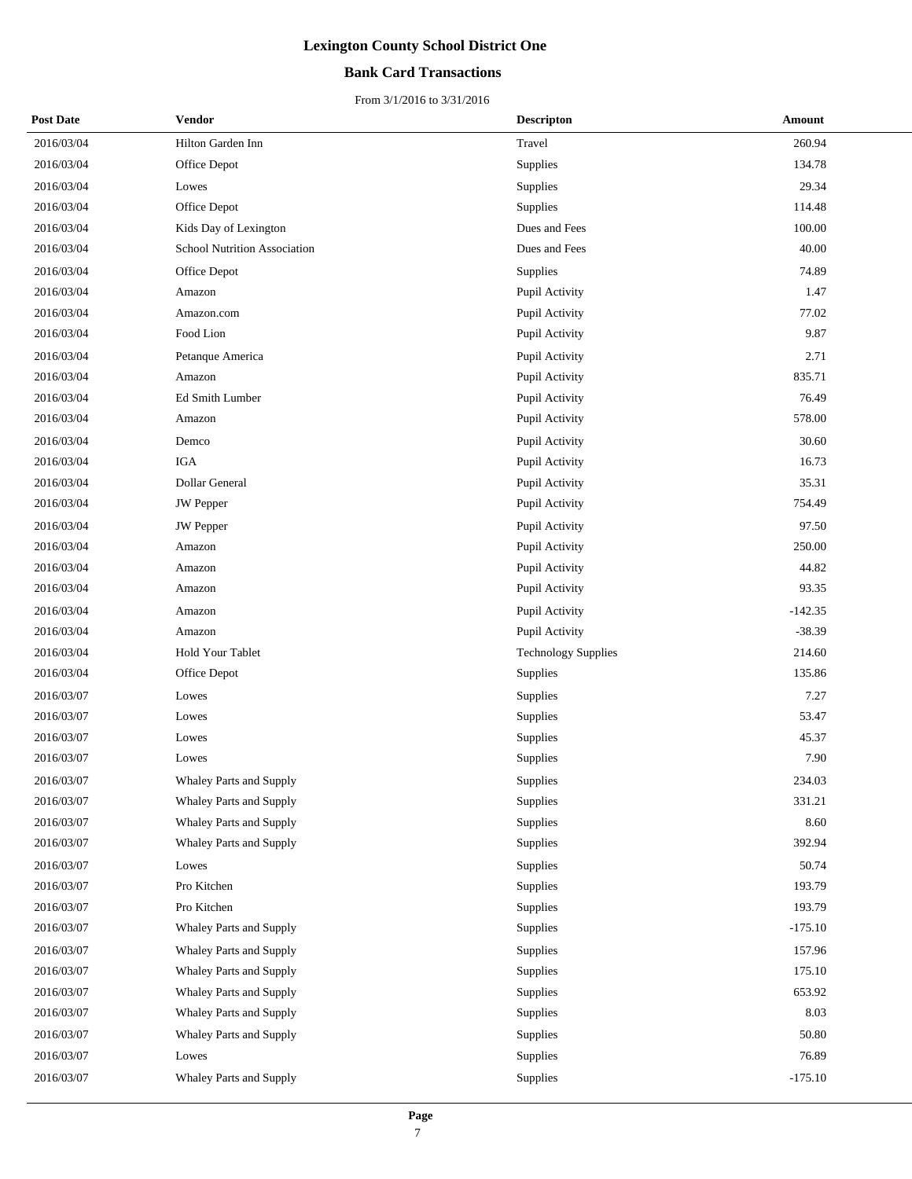# Lexington County School District One

## Bank Card Transactions

From 3/1/2016 to 3/31/2016

| Post Date | Vendor | Descripton | Amount |
|---|---|---|---|
| 2016/03/04 | Hilton Garden Inn | Travel | 260.94 |
| 2016/03/04 | Office Depot | Supplies | 134.78 |
| 2016/03/04 | Lowes | Supplies | 29.34 |
| 2016/03/04 | Office Depot | Supplies | 114.48 |
| 2016/03/04 | Kids Day of Lexington | Dues and Fees | 100.00 |
| 2016/03/04 | School Nutrition Association | Dues and Fees | 40.00 |
| 2016/03/04 | Office Depot | Supplies | 74.89 |
| 2016/03/04 | Amazon | Pupil Activity | 1.47 |
| 2016/03/04 | Amazon.com | Pupil Activity | 77.02 |
| 2016/03/04 | Food Lion | Pupil Activity | 9.87 |
| 2016/03/04 | Petanque America | Pupil Activity | 2.71 |
| 2016/03/04 | Amazon | Pupil Activity | 835.71 |
| 2016/03/04 | Ed Smith Lumber | Pupil Activity | 76.49 |
| 2016/03/04 | Amazon | Pupil Activity | 578.00 |
| 2016/03/04 | Demco | Pupil Activity | 30.60 |
| 2016/03/04 | IGA | Pupil Activity | 16.73 |
| 2016/03/04 | Dollar General | Pupil Activity | 35.31 |
| 2016/03/04 | JW Pepper | Pupil Activity | 754.49 |
| 2016/03/04 | JW Pepper | Pupil Activity | 97.50 |
| 2016/03/04 | Amazon | Pupil Activity | 250.00 |
| 2016/03/04 | Amazon | Pupil Activity | 44.82 |
| 2016/03/04 | Amazon | Pupil Activity | 93.35 |
| 2016/03/04 | Amazon | Pupil Activity | -142.35 |
| 2016/03/04 | Amazon | Pupil Activity | -38.39 |
| 2016/03/04 | Hold Your Tablet | Technology Supplies | 214.60 |
| 2016/03/04 | Office Depot | Supplies | 135.86 |
| 2016/03/07 | Lowes | Supplies | 7.27 |
| 2016/03/07 | Lowes | Supplies | 53.47 |
| 2016/03/07 | Lowes | Supplies | 45.37 |
| 2016/03/07 | Lowes | Supplies | 7.90 |
| 2016/03/07 | Whaley Parts and Supply | Supplies | 234.03 |
| 2016/03/07 | Whaley Parts and Supply | Supplies | 331.21 |
| 2016/03/07 | Whaley Parts and Supply | Supplies | 8.60 |
| 2016/03/07 | Whaley Parts and Supply | Supplies | 392.94 |
| 2016/03/07 | Lowes | Supplies | 50.74 |
| 2016/03/07 | Pro Kitchen | Supplies | 193.79 |
| 2016/03/07 | Pro Kitchen | Supplies | 193.79 |
| 2016/03/07 | Whaley Parts and Supply | Supplies | -175.10 |
| 2016/03/07 | Whaley Parts and Supply | Supplies | 157.96 |
| 2016/03/07 | Whaley Parts and Supply | Supplies | 175.10 |
| 2016/03/07 | Whaley Parts and Supply | Supplies | 653.92 |
| 2016/03/07 | Whaley Parts and Supply | Supplies | 8.03 |
| 2016/03/07 | Whaley Parts and Supply | Supplies | 50.80 |
| 2016/03/07 | Lowes | Supplies | 76.89 |
| 2016/03/07 | Whaley Parts and Supply | Supplies | -175.10 |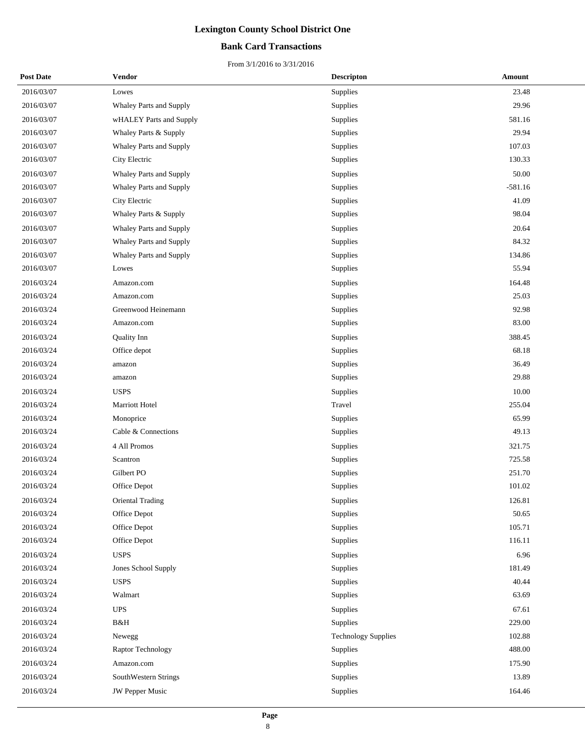# Lexington County School District One

## Bank Card Transactions

From 3/1/2016 to 3/31/2016

| Post Date | Vendor | Descripton | Amount |
|---|---|---|---|
| 2016/03/07 | Lowes | Supplies | 23.48 |
| 2016/03/07 | Whaley Parts and Supply | Supplies | 29.96 |
| 2016/03/07 | wHALEY Parts and Supply | Supplies | 581.16 |
| 2016/03/07 | Whaley Parts & Supply | Supplies | 29.94 |
| 2016/03/07 | Whaley Parts and Supply | Supplies | 107.03 |
| 2016/03/07 | City Electric | Supplies | 130.33 |
| 2016/03/07 | Whaley Parts and Supply | Supplies | 50.00 |
| 2016/03/07 | Whaley Parts and Supply | Supplies | -581.16 |
| 2016/03/07 | City Electric | Supplies | 41.09 |
| 2016/03/07 | Whaley Parts & Supply | Supplies | 98.04 |
| 2016/03/07 | Whaley Parts and Supply | Supplies | 20.64 |
| 2016/03/07 | Whaley Parts and Supply | Supplies | 84.32 |
| 2016/03/07 | Whaley Parts and Supply | Supplies | 134.86 |
| 2016/03/07 | Lowes | Supplies | 55.94 |
| 2016/03/24 | Amazon.com | Supplies | 164.48 |
| 2016/03/24 | Amazon.com | Supplies | 25.03 |
| 2016/03/24 | Greenwood Heinemann | Supplies | 92.98 |
| 2016/03/24 | Amazon.com | Supplies | 83.00 |
| 2016/03/24 | Quality Inn | Supplies | 388.45 |
| 2016/03/24 | Office depot | Supplies | 68.18 |
| 2016/03/24 | amazon | Supplies | 36.49 |
| 2016/03/24 | amazon | Supplies | 29.88 |
| 2016/03/24 | USPS | Supplies | 10.00 |
| 2016/03/24 | Marriott Hotel | Travel | 255.04 |
| 2016/03/24 | Monoprice | Supplies | 65.99 |
| 2016/03/24 | Cable & Connections | Supplies | 49.13 |
| 2016/03/24 | 4 All Promos | Supplies | 321.75 |
| 2016/03/24 | Scantron | Supplies | 725.58 |
| 2016/03/24 | Gilbert PO | Supplies | 251.70 |
| 2016/03/24 | Office Depot | Supplies | 101.02 |
| 2016/03/24 | Oriental Trading | Supplies | 126.81 |
| 2016/03/24 | Office Depot | Supplies | 50.65 |
| 2016/03/24 | Office Depot | Supplies | 105.71 |
| 2016/03/24 | Office Depot | Supplies | 116.11 |
| 2016/03/24 | USPS | Supplies | 6.96 |
| 2016/03/24 | Jones School Supply | Supplies | 181.49 |
| 2016/03/24 | USPS | Supplies | 40.44 |
| 2016/03/24 | Walmart | Supplies | 63.69 |
| 2016/03/24 | UPS | Supplies | 67.61 |
| 2016/03/24 | B&H | Supplies | 229.00 |
| 2016/03/24 | Newegg | Technology Supplies | 102.88 |
| 2016/03/24 | Raptor Technology | Supplies | 488.00 |
| 2016/03/24 | Amazon.com | Supplies | 175.90 |
| 2016/03/24 | SouthWestern Strings | Supplies | 13.89 |
| 2016/03/24 | JW Pepper Music | Supplies | 164.46 |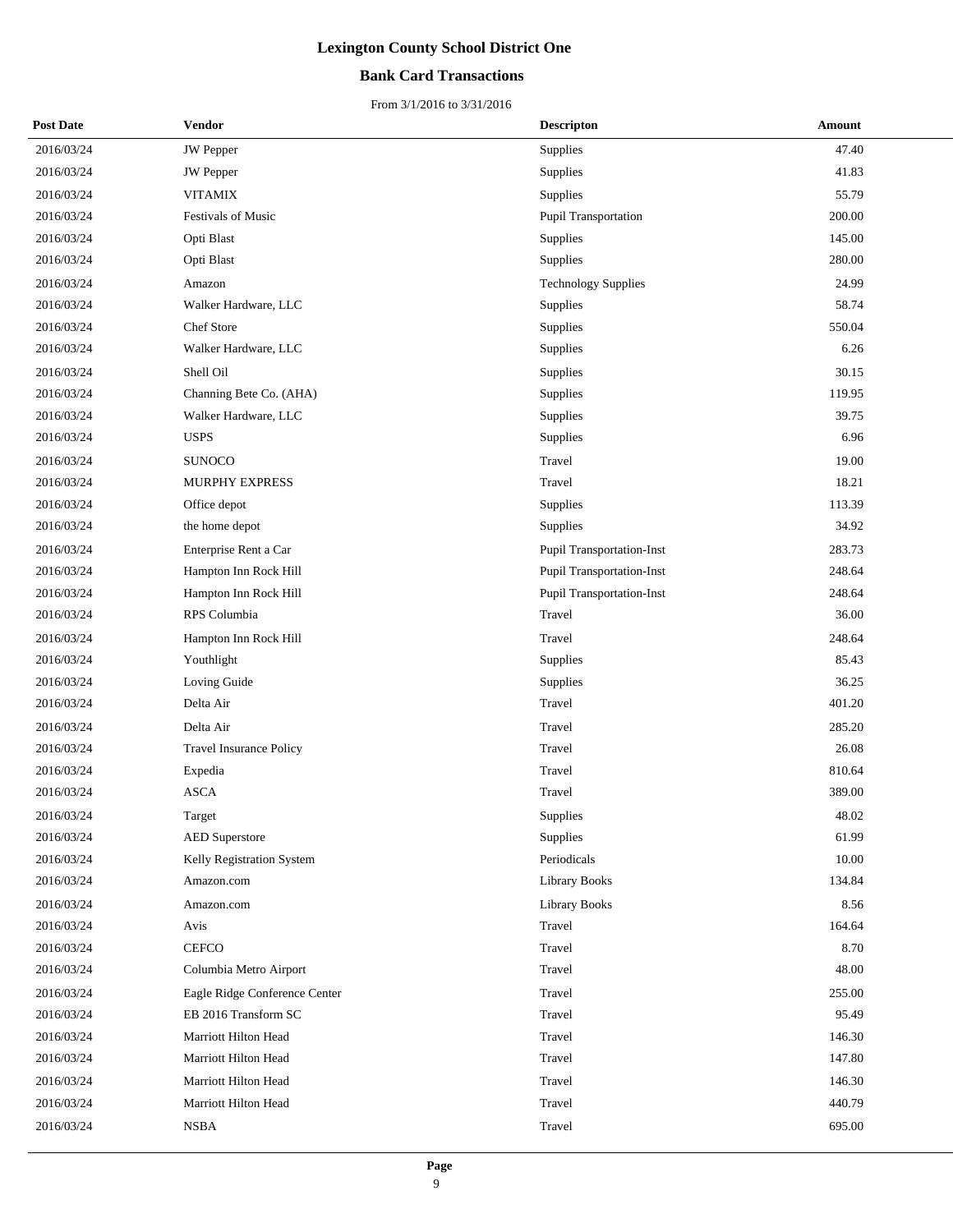# Lexington County School District One

## Bank Card Transactions

From 3/1/2016 to 3/31/2016

| Post Date | Vendor | Descripton | Amount |
|---|---|---|---|
| 2016/03/24 | JW Pepper | Supplies | 47.40 |
| 2016/03/24 | JW Pepper | Supplies | 41.83 |
| 2016/03/24 | VITAMIX | Supplies | 55.79 |
| 2016/03/24 | Festivals of Music | Pupil Transportation | 200.00 |
| 2016/03/24 | Opti Blast | Supplies | 145.00 |
| 2016/03/24 | Opti Blast | Supplies | 280.00 |
| 2016/03/24 | Amazon | Technology Supplies | 24.99 |
| 2016/03/24 | Walker Hardware, LLC | Supplies | 58.74 |
| 2016/03/24 | Chef Store | Supplies | 550.04 |
| 2016/03/24 | Walker Hardware, LLC | Supplies | 6.26 |
| 2016/03/24 | Shell Oil | Supplies | 30.15 |
| 2016/03/24 | Channing Bete Co. (AHA) | Supplies | 119.95 |
| 2016/03/24 | Walker Hardware, LLC | Supplies | 39.75 |
| 2016/03/24 | USPS | Supplies | 6.96 |
| 2016/03/24 | SUNOCO | Travel | 19.00 |
| 2016/03/24 | MURPHY EXPRESS | Travel | 18.21 |
| 2016/03/24 | Office depot | Supplies | 113.39 |
| 2016/03/24 | the home depot | Supplies | 34.92 |
| 2016/03/24 | Enterprise Rent a Car | Pupil Transportation-Inst | 283.73 |
| 2016/03/24 | Hampton Inn Rock Hill | Pupil Transportation-Inst | 248.64 |
| 2016/03/24 | Hampton Inn Rock Hill | Pupil Transportation-Inst | 248.64 |
| 2016/03/24 | RPS Columbia | Travel | 36.00 |
| 2016/03/24 | Hampton Inn Rock Hill | Travel | 248.64 |
| 2016/03/24 | Youthlight | Supplies | 85.43 |
| 2016/03/24 | Loving Guide | Supplies | 36.25 |
| 2016/03/24 | Delta Air | Travel | 401.20 |
| 2016/03/24 | Delta Air | Travel | 285.20 |
| 2016/03/24 | Travel Insurance Policy | Travel | 26.08 |
| 2016/03/24 | Expedia | Travel | 810.64 |
| 2016/03/24 | ASCA | Travel | 389.00 |
| 2016/03/24 | Target | Supplies | 48.02 |
| 2016/03/24 | AED Superstore | Supplies | 61.99 |
| 2016/03/24 | Kelly Registration System | Periodicals | 10.00 |
| 2016/03/24 | Amazon.com | Library Books | 134.84 |
| 2016/03/24 | Amazon.com | Library Books | 8.56 |
| 2016/03/24 | Avis | Travel | 164.64 |
| 2016/03/24 | CEFCO | Travel | 8.70 |
| 2016/03/24 | Columbia Metro Airport | Travel | 48.00 |
| 2016/03/24 | Eagle Ridge Conference Center | Travel | 255.00 |
| 2016/03/24 | EB 2016 Transform SC | Travel | 95.49 |
| 2016/03/24 | Marriott Hilton Head | Travel | 146.30 |
| 2016/03/24 | Marriott Hilton Head | Travel | 147.80 |
| 2016/03/24 | Marriott Hilton Head | Travel | 146.30 |
| 2016/03/24 | Marriott Hilton Head | Travel | 440.79 |
| 2016/03/24 | NSBA | Travel | 695.00 |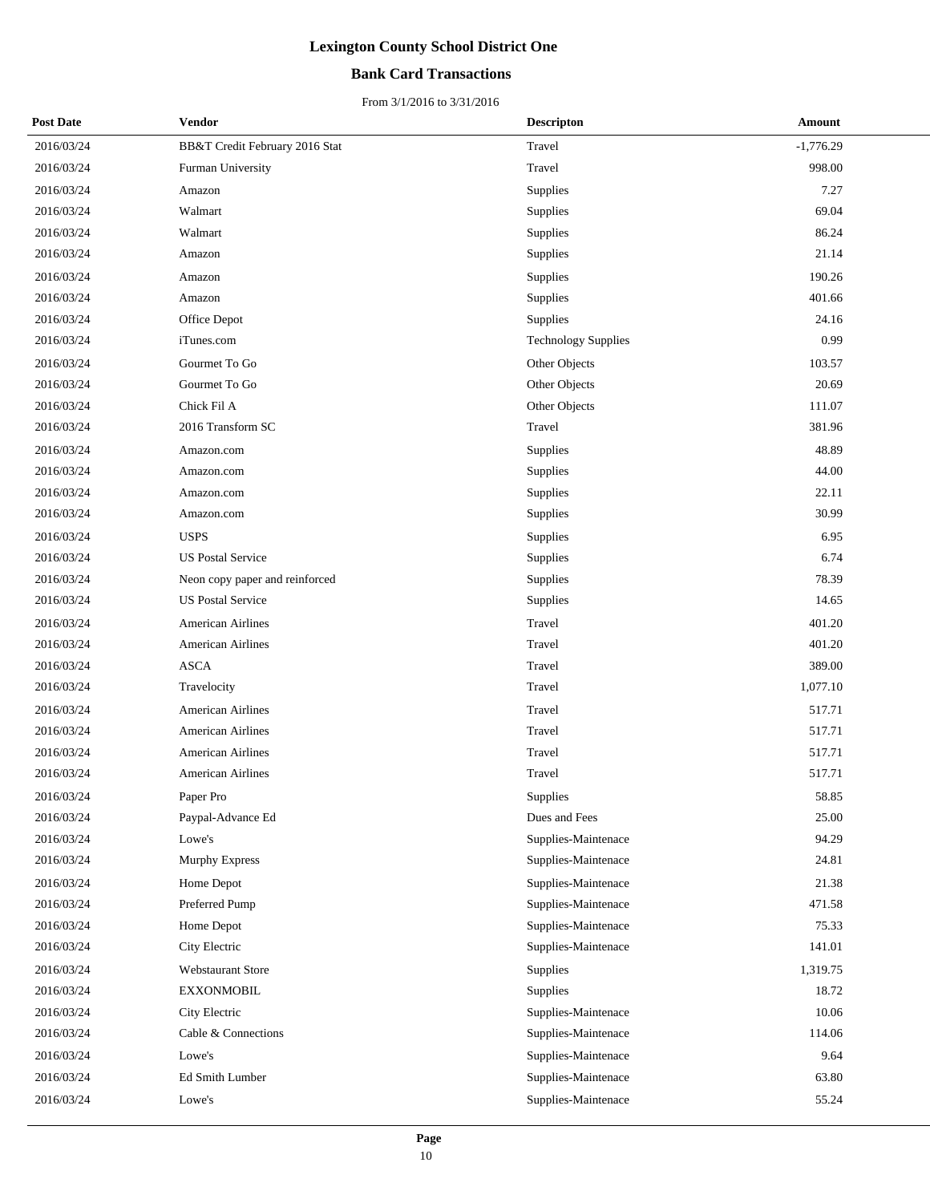# Lexington County School District One

## Bank Card Transactions

From 3/1/2016 to 3/31/2016

| Post Date | Vendor | Descripton | Amount |
|---|---|---|---|
| 2016/03/24 | BB&T Credit February 2016 Stat | Travel | -1,776.29 |
| 2016/03/24 | Furman University | Travel | 998.00 |
| 2016/03/24 | Amazon | Supplies | 7.27 |
| 2016/03/24 | Walmart | Supplies | 69.04 |
| 2016/03/24 | Walmart | Supplies | 86.24 |
| 2016/03/24 | Amazon | Supplies | 21.14 |
| 2016/03/24 | Amazon | Supplies | 190.26 |
| 2016/03/24 | Amazon | Supplies | 401.66 |
| 2016/03/24 | Office Depot | Supplies | 24.16 |
| 2016/03/24 | iTunes.com | Technology Supplies | 0.99 |
| 2016/03/24 | Gourmet To Go | Other Objects | 103.57 |
| 2016/03/24 | Gourmet To Go | Other Objects | 20.69 |
| 2016/03/24 | Chick Fil A | Other Objects | 111.07 |
| 2016/03/24 | 2016 Transform SC | Travel | 381.96 |
| 2016/03/24 | Amazon.com | Supplies | 48.89 |
| 2016/03/24 | Amazon.com | Supplies | 44.00 |
| 2016/03/24 | Amazon.com | Supplies | 22.11 |
| 2016/03/24 | Amazon.com | Supplies | 30.99 |
| 2016/03/24 | USPS | Supplies | 6.95 |
| 2016/03/24 | US Postal Service | Supplies | 6.74 |
| 2016/03/24 | Neon copy paper and reinforced | Supplies | 78.39 |
| 2016/03/24 | US Postal Service | Supplies | 14.65 |
| 2016/03/24 | American Airlines | Travel | 401.20 |
| 2016/03/24 | American Airlines | Travel | 401.20 |
| 2016/03/24 | ASCA | Travel | 389.00 |
| 2016/03/24 | Travelocity | Travel | 1,077.10 |
| 2016/03/24 | American Airlines | Travel | 517.71 |
| 2016/03/24 | American Airlines | Travel | 517.71 |
| 2016/03/24 | American Airlines | Travel | 517.71 |
| 2016/03/24 | American Airlines | Travel | 517.71 |
| 2016/03/24 | Paper Pro | Supplies | 58.85 |
| 2016/03/24 | Paypal-Advance Ed | Dues and Fees | 25.00 |
| 2016/03/24 | Lowe's | Supplies-Maintenace | 94.29 |
| 2016/03/24 | Murphy Express | Supplies-Maintenace | 24.81 |
| 2016/03/24 | Home Depot | Supplies-Maintenace | 21.38 |
| 2016/03/24 | Preferred Pump | Supplies-Maintenace | 471.58 |
| 2016/03/24 | Home Depot | Supplies-Maintenace | 75.33 |
| 2016/03/24 | City Electric | Supplies-Maintenace | 141.01 |
| 2016/03/24 | Webstaurant Store | Supplies | 1,319.75 |
| 2016/03/24 | EXXONMOBIL | Supplies | 18.72 |
| 2016/03/24 | City Electric | Supplies-Maintenace | 10.06 |
| 2016/03/24 | Cable & Connections | Supplies-Maintenace | 114.06 |
| 2016/03/24 | Lowe's | Supplies-Maintenace | 9.64 |
| 2016/03/24 | Ed Smith Lumber | Supplies-Maintenace | 63.80 |
| 2016/03/24 | Lowe's | Supplies-Maintenace | 55.24 |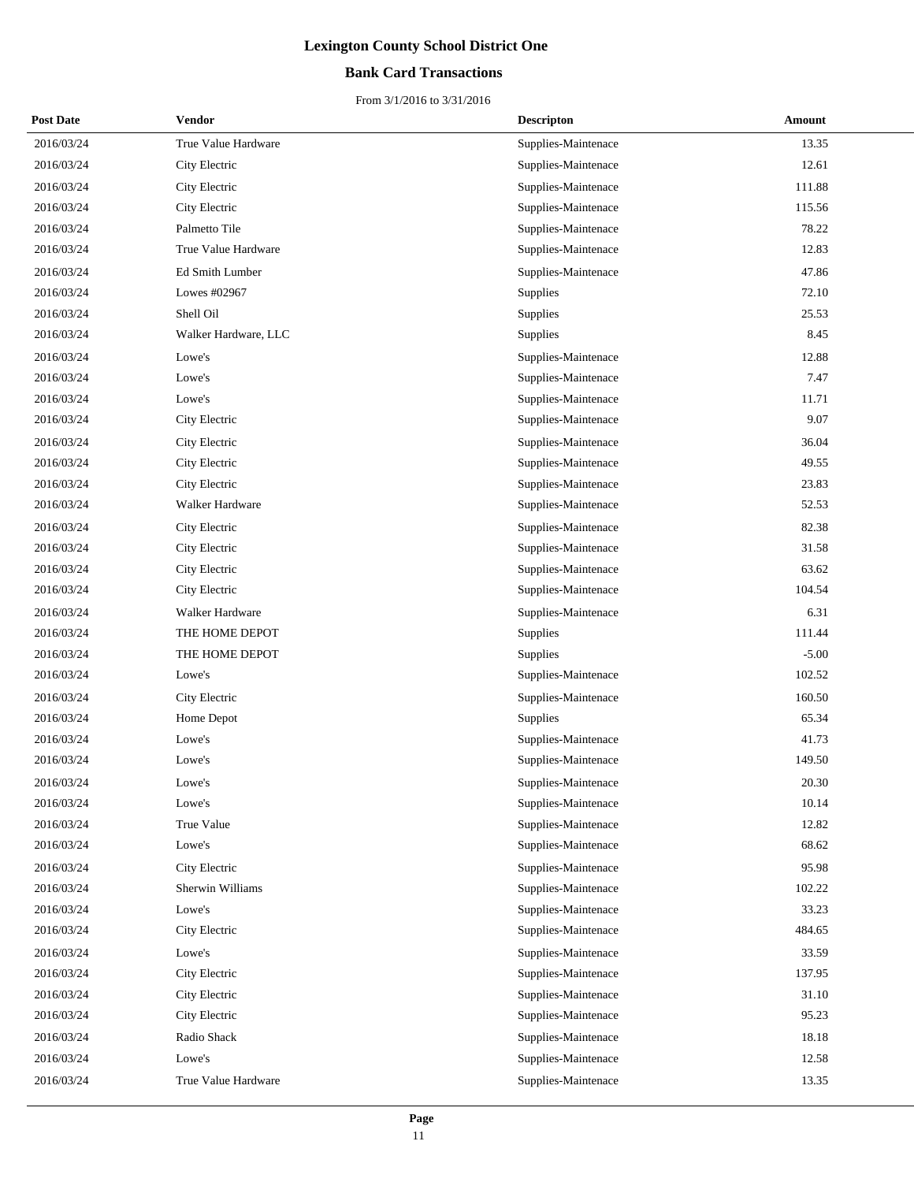# Lexington County School District One

## Bank Card Transactions

From 3/1/2016 to 3/31/2016

| Post Date | Vendor | Descripton | Amount |
|---|---|---|---|
| 2016/03/24 | True Value Hardware | Supplies-Maintenace | 13.35 |
| 2016/03/24 | City Electric | Supplies-Maintenace | 12.61 |
| 2016/03/24 | City Electric | Supplies-Maintenace | 111.88 |
| 2016/03/24 | City Electric | Supplies-Maintenace | 115.56 |
| 2016/03/24 | Palmetto Tile | Supplies-Maintenace | 78.22 |
| 2016/03/24 | True Value Hardware | Supplies-Maintenace | 12.83 |
| 2016/03/24 | Ed Smith Lumber | Supplies-Maintenace | 47.86 |
| 2016/03/24 | Lowes #02967 | Supplies | 72.10 |
| 2016/03/24 | Shell Oil | Supplies | 25.53 |
| 2016/03/24 | Walker Hardware, LLC | Supplies | 8.45 |
| 2016/03/24 | Lowe's | Supplies-Maintenace | 12.88 |
| 2016/03/24 | Lowe's | Supplies-Maintenace | 7.47 |
| 2016/03/24 | Lowe's | Supplies-Maintenace | 11.71 |
| 2016/03/24 | City Electric | Supplies-Maintenace | 9.07 |
| 2016/03/24 | City Electric | Supplies-Maintenace | 36.04 |
| 2016/03/24 | City Electric | Supplies-Maintenace | 49.55 |
| 2016/03/24 | City Electric | Supplies-Maintenace | 23.83 |
| 2016/03/24 | Walker Hardware | Supplies-Maintenace | 52.53 |
| 2016/03/24 | City Electric | Supplies-Maintenace | 82.38 |
| 2016/03/24 | City Electric | Supplies-Maintenace | 31.58 |
| 2016/03/24 | City Electric | Supplies-Maintenace | 63.62 |
| 2016/03/24 | City Electric | Supplies-Maintenace | 104.54 |
| 2016/03/24 | Walker Hardware | Supplies-Maintenace | 6.31 |
| 2016/03/24 | THE HOME DEPOT | Supplies | 111.44 |
| 2016/03/24 | THE HOME DEPOT | Supplies | -5.00 |
| 2016/03/24 | Lowe's | Supplies-Maintenace | 102.52 |
| 2016/03/24 | City Electric | Supplies-Maintenace | 160.50 |
| 2016/03/24 | Home Depot | Supplies | 65.34 |
| 2016/03/24 | Lowe's | Supplies-Maintenace | 41.73 |
| 2016/03/24 | Lowe's | Supplies-Maintenace | 149.50 |
| 2016/03/24 | Lowe's | Supplies-Maintenace | 20.30 |
| 2016/03/24 | Lowe's | Supplies-Maintenace | 10.14 |
| 2016/03/24 | True Value | Supplies-Maintenace | 12.82 |
| 2016/03/24 | Lowe's | Supplies-Maintenace | 68.62 |
| 2016/03/24 | City Electric | Supplies-Maintenace | 95.98 |
| 2016/03/24 | Sherwin Williams | Supplies-Maintenace | 102.22 |
| 2016/03/24 | Lowe's | Supplies-Maintenace | 33.23 |
| 2016/03/24 | City Electric | Supplies-Maintenace | 484.65 |
| 2016/03/24 | Lowe's | Supplies-Maintenace | 33.59 |
| 2016/03/24 | City Electric | Supplies-Maintenace | 137.95 |
| 2016/03/24 | City Electric | Supplies-Maintenace | 31.10 |
| 2016/03/24 | City Electric | Supplies-Maintenace | 95.23 |
| 2016/03/24 | Radio Shack | Supplies-Maintenace | 18.18 |
| 2016/03/24 | Lowe's | Supplies-Maintenace | 12.58 |
| 2016/03/24 | True Value Hardware | Supplies-Maintenace | 13.35 |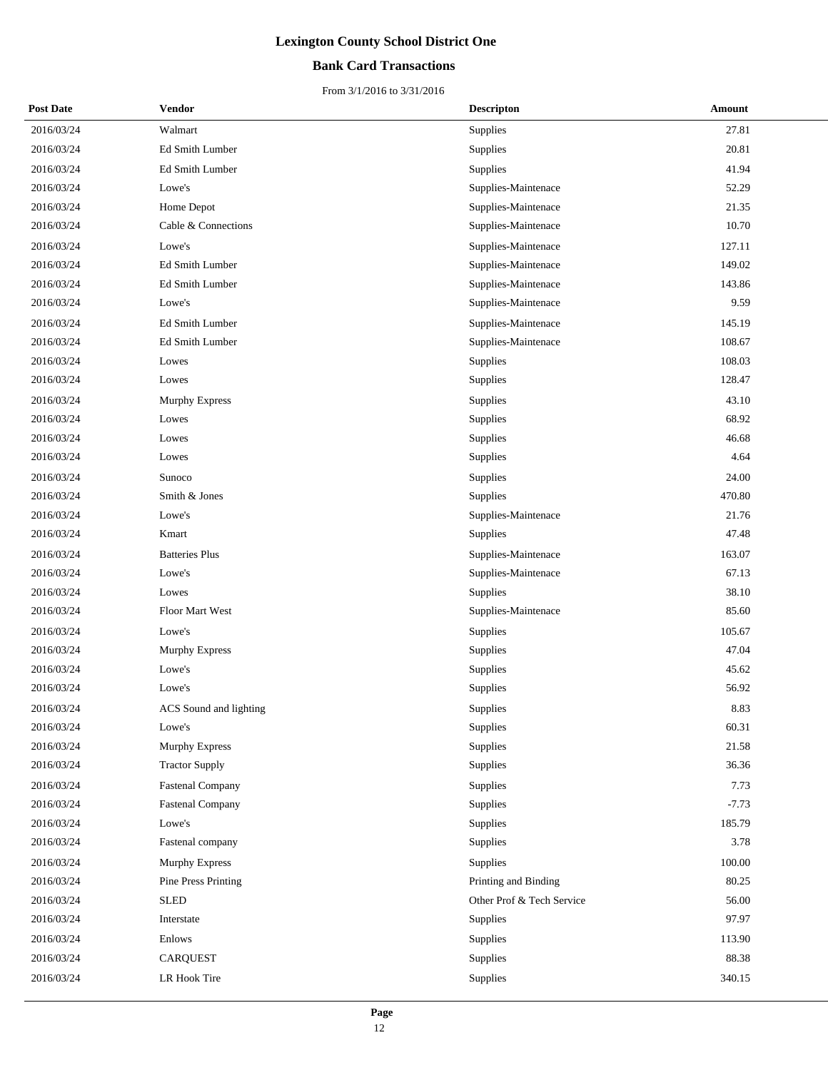# Lexington County School District One

## Bank Card Transactions

From 3/1/2016 to 3/31/2016

| Post Date | Vendor | Descripton | Amount |
|---|---|---|---|
| 2016/03/24 | Walmart | Supplies | 27.81 |
| 2016/03/24 | Ed Smith Lumber | Supplies | 20.81 |
| 2016/03/24 | Ed Smith Lumber | Supplies | 41.94 |
| 2016/03/24 | Lowe's | Supplies-Maintenace | 52.29 |
| 2016/03/24 | Home Depot | Supplies-Maintenace | 21.35 |
| 2016/03/24 | Cable & Connections | Supplies-Maintenace | 10.70 |
| 2016/03/24 | Lowe's | Supplies-Maintenace | 127.11 |
| 2016/03/24 | Ed Smith Lumber | Supplies-Maintenace | 149.02 |
| 2016/03/24 | Ed Smith Lumber | Supplies-Maintenace | 143.86 |
| 2016/03/24 | Lowe's | Supplies-Maintenace | 9.59 |
| 2016/03/24 | Ed Smith Lumber | Supplies-Maintenace | 145.19 |
| 2016/03/24 | Ed Smith Lumber | Supplies-Maintenace | 108.67 |
| 2016/03/24 | Lowes | Supplies | 108.03 |
| 2016/03/24 | Lowes | Supplies | 128.47 |
| 2016/03/24 | Murphy Express | Supplies | 43.10 |
| 2016/03/24 | Lowes | Supplies | 68.92 |
| 2016/03/24 | Lowes | Supplies | 46.68 |
| 2016/03/24 | Lowes | Supplies | 4.64 |
| 2016/03/24 | Sunoco | Supplies | 24.00 |
| 2016/03/24 | Smith & Jones | Supplies | 470.80 |
| 2016/03/24 | Lowe's | Supplies-Maintenace | 21.76 |
| 2016/03/24 | Kmart | Supplies | 47.48 |
| 2016/03/24 | Batteries Plus | Supplies-Maintenace | 163.07 |
| 2016/03/24 | Lowe's | Supplies-Maintenace | 67.13 |
| 2016/03/24 | Lowes | Supplies | 38.10 |
| 2016/03/24 | Floor Mart West | Supplies-Maintenace | 85.60 |
| 2016/03/24 | Lowe's | Supplies | 105.67 |
| 2016/03/24 | Murphy Express | Supplies | 47.04 |
| 2016/03/24 | Lowe's | Supplies | 45.62 |
| 2016/03/24 | Lowe's | Supplies | 56.92 |
| 2016/03/24 | ACS Sound and lighting | Supplies | 8.83 |
| 2016/03/24 | Lowe's | Supplies | 60.31 |
| 2016/03/24 | Murphy Express | Supplies | 21.58 |
| 2016/03/24 | Tractor Supply | Supplies | 36.36 |
| 2016/03/24 | Fastenal Company | Supplies | 7.73 |
| 2016/03/24 | Fastenal Company | Supplies | -7.73 |
| 2016/03/24 | Lowe's | Supplies | 185.79 |
| 2016/03/24 | Fastenal company | Supplies | 3.78 |
| 2016/03/24 | Murphy Express | Supplies | 100.00 |
| 2016/03/24 | Pine Press Printing | Printing and Binding | 80.25 |
| 2016/03/24 | SLED | Other Prof & Tech Service | 56.00 |
| 2016/03/24 | Interstate | Supplies | 97.97 |
| 2016/03/24 | Enlows | Supplies | 113.90 |
| 2016/03/24 | CARQUEST | Supplies | 88.38 |
| 2016/03/24 | LR Hook Tire | Supplies | 340.15 |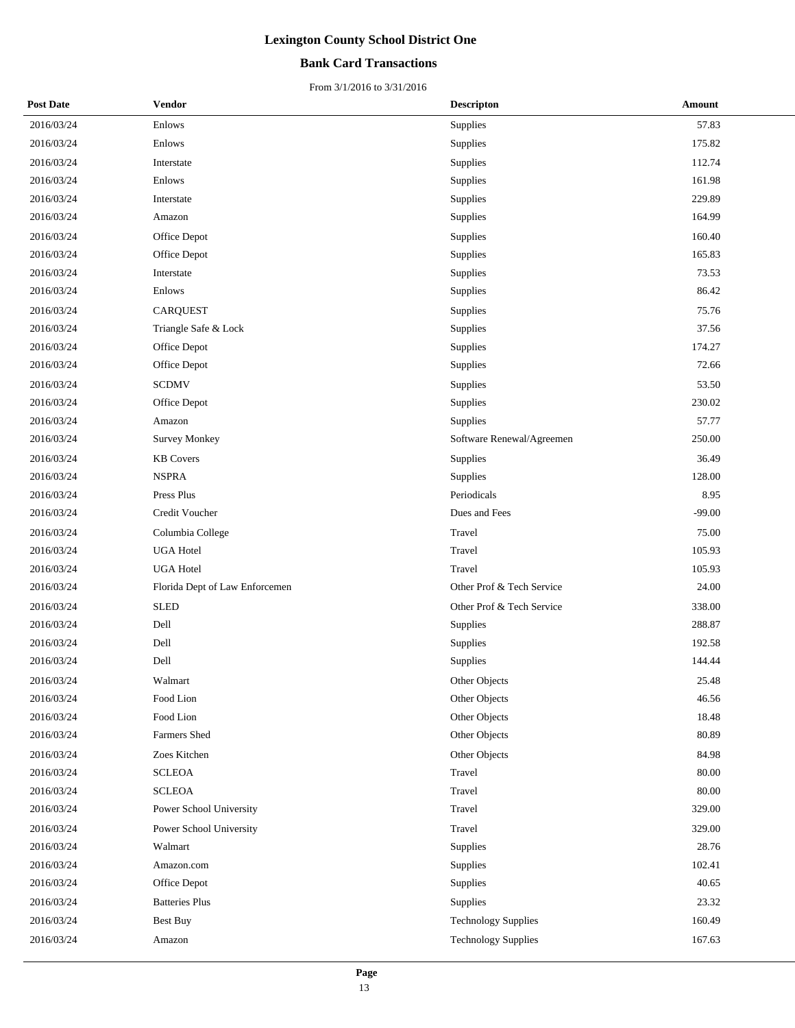# Lexington County School District One

## Bank Card Transactions

From 3/1/2016 to 3/31/2016

| Post Date | Vendor | Descripton | Amount |
|---|---|---|---|
| 2016/03/24 | Enlows | Supplies | 57.83 |
| 2016/03/24 | Enlows | Supplies | 175.82 |
| 2016/03/24 | Interstate | Supplies | 112.74 |
| 2016/03/24 | Enlows | Supplies | 161.98 |
| 2016/03/24 | Interstate | Supplies | 229.89 |
| 2016/03/24 | Amazon | Supplies | 164.99 |
| 2016/03/24 | Office Depot | Supplies | 160.40 |
| 2016/03/24 | Office Depot | Supplies | 165.83 |
| 2016/03/24 | Interstate | Supplies | 73.53 |
| 2016/03/24 | Enlows | Supplies | 86.42 |
| 2016/03/24 | CARQUEST | Supplies | 75.76 |
| 2016/03/24 | Triangle Safe & Lock | Supplies | 37.56 |
| 2016/03/24 | Office Depot | Supplies | 174.27 |
| 2016/03/24 | Office Depot | Supplies | 72.66 |
| 2016/03/24 | SCDMV | Supplies | 53.50 |
| 2016/03/24 | Office Depot | Supplies | 230.02 |
| 2016/03/24 | Amazon | Supplies | 57.77 |
| 2016/03/24 | Survey Monkey | Software Renewal/Agreemen | 250.00 |
| 2016/03/24 | KB Covers | Supplies | 36.49 |
| 2016/03/24 | NSPRA | Supplies | 128.00 |
| 2016/03/24 | Press Plus | Periodicals | 8.95 |
| 2016/03/24 | Credit Voucher | Dues and Fees | -99.00 |
| 2016/03/24 | Columbia College | Travel | 75.00 |
| 2016/03/24 | UGA Hotel | Travel | 105.93 |
| 2016/03/24 | UGA Hotel | Travel | 105.93 |
| 2016/03/24 | Florida Dept of Law Enforcemen | Other Prof & Tech Service | 24.00 |
| 2016/03/24 | SLED | Other Prof & Tech Service | 338.00 |
| 2016/03/24 | Dell | Supplies | 288.87 |
| 2016/03/24 | Dell | Supplies | 192.58 |
| 2016/03/24 | Dell | Supplies | 144.44 |
| 2016/03/24 | Walmart | Other Objects | 25.48 |
| 2016/03/24 | Food Lion | Other Objects | 46.56 |
| 2016/03/24 | Food Lion | Other Objects | 18.48 |
| 2016/03/24 | Farmers Shed | Other Objects | 80.89 |
| 2016/03/24 | Zoes Kitchen | Other Objects | 84.98 |
| 2016/03/24 | SCLEOA | Travel | 80.00 |
| 2016/03/24 | SCLEOA | Travel | 80.00 |
| 2016/03/24 | Power School University | Travel | 329.00 |
| 2016/03/24 | Power School University | Travel | 329.00 |
| 2016/03/24 | Walmart | Supplies | 28.76 |
| 2016/03/24 | Amazon.com | Supplies | 102.41 |
| 2016/03/24 | Office Depot | Supplies | 40.65 |
| 2016/03/24 | Batteries Plus | Supplies | 23.32 |
| 2016/03/24 | Best Buy | Technology Supplies | 160.49 |
| 2016/03/24 | Amazon | Technology Supplies | 167.63 |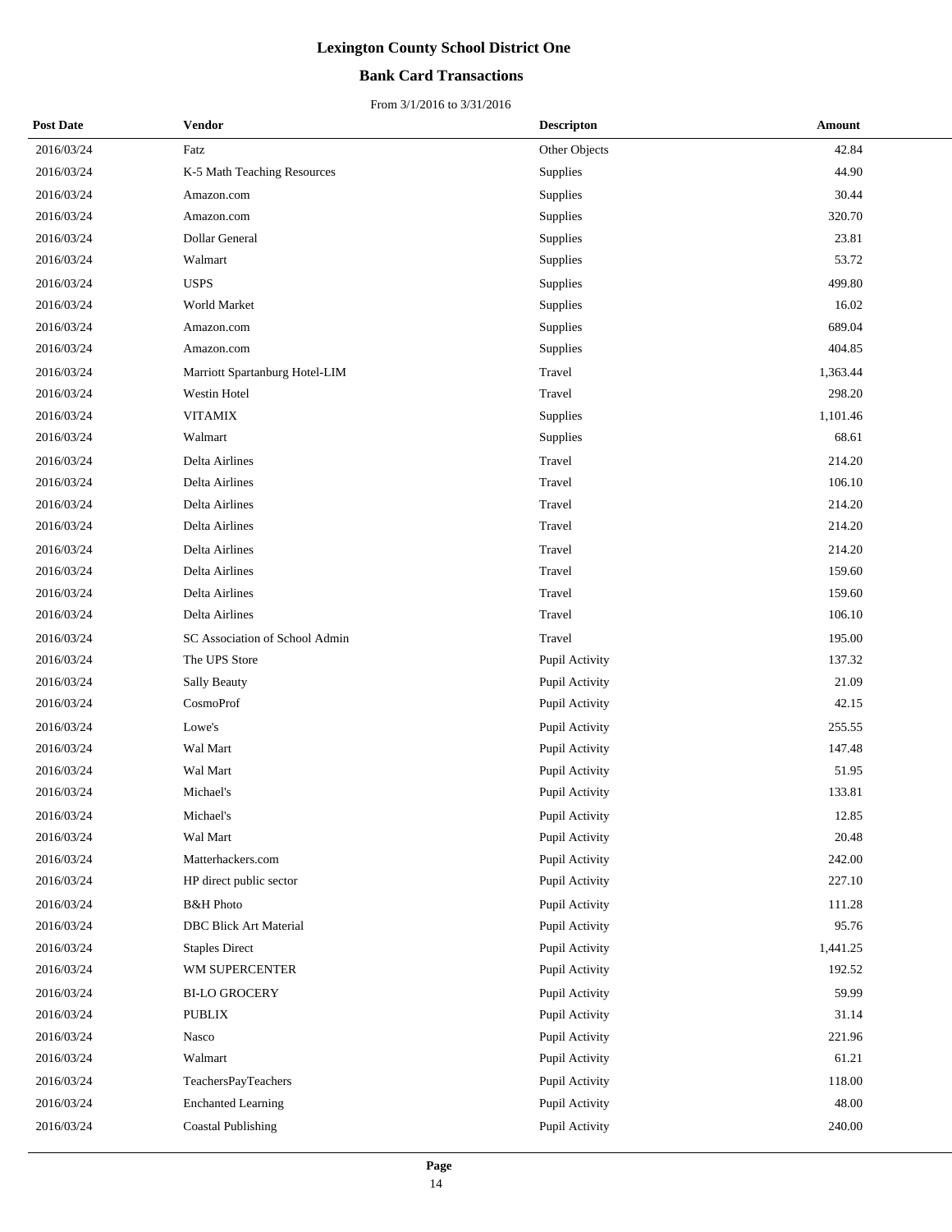# Lexington County School District One

## Bank Card Transactions

From 3/1/2016 to 3/31/2016

| Post Date | Vendor | Descripton | Amount |
|---|---|---|---|
| 2016/03/24 | Fatz | Other Objects | 42.84 |
| 2016/03/24 | K-5 Math Teaching Resources | Supplies | 44.90 |
| 2016/03/24 | Amazon.com | Supplies | 30.44 |
| 2016/03/24 | Amazon.com | Supplies | 320.70 |
| 2016/03/24 | Dollar General | Supplies | 23.81 |
| 2016/03/24 | Walmart | Supplies | 53.72 |
| 2016/03/24 | USPS | Supplies | 499.80 |
| 2016/03/24 | World Market | Supplies | 16.02 |
| 2016/03/24 | Amazon.com | Supplies | 689.04 |
| 2016/03/24 | Amazon.com | Supplies | 404.85 |
| 2016/03/24 | Marriott Spartanburg Hotel-LIM | Travel | 1,363.44 |
| 2016/03/24 | Westin Hotel | Travel | 298.20 |
| 2016/03/24 | VITAMIX | Supplies | 1,101.46 |
| 2016/03/24 | Walmart | Supplies | 68.61 |
| 2016/03/24 | Delta Airlines | Travel | 214.20 |
| 2016/03/24 | Delta Airlines | Travel | 106.10 |
| 2016/03/24 | Delta Airlines | Travel | 214.20 |
| 2016/03/24 | Delta Airlines | Travel | 214.20 |
| 2016/03/24 | Delta Airlines | Travel | 214.20 |
| 2016/03/24 | Delta Airlines | Travel | 159.60 |
| 2016/03/24 | Delta Airlines | Travel | 159.60 |
| 2016/03/24 | Delta Airlines | Travel | 106.10 |
| 2016/03/24 | SC Association of School Admin | Travel | 195.00 |
| 2016/03/24 | The UPS Store | Pupil Activity | 137.32 |
| 2016/03/24 | Sally Beauty | Pupil Activity | 21.09 |
| 2016/03/24 | CosmoProf | Pupil Activity | 42.15 |
| 2016/03/24 | Lowe's | Pupil Activity | 255.55 |
| 2016/03/24 | Wal Mart | Pupil Activity | 147.48 |
| 2016/03/24 | Wal Mart | Pupil Activity | 51.95 |
| 2016/03/24 | Michael's | Pupil Activity | 133.81 |
| 2016/03/24 | Michael's | Pupil Activity | 12.85 |
| 2016/03/24 | Wal Mart | Pupil Activity | 20.48 |
| 2016/03/24 | Matterhackers.com | Pupil Activity | 242.00 |
| 2016/03/24 | HP direct public sector | Pupil Activity | 227.10 |
| 2016/03/24 | B&H Photo | Pupil Activity | 111.28 |
| 2016/03/24 | DBC Blick Art Material | Pupil Activity | 95.76 |
| 2016/03/24 | Staples Direct | Pupil Activity | 1,441.25 |
| 2016/03/24 | WM SUPERCENTER | Pupil Activity | 192.52 |
| 2016/03/24 | BI-LO GROCERY | Pupil Activity | 59.99 |
| 2016/03/24 | PUBLIX | Pupil Activity | 31.14 |
| 2016/03/24 | Nasco | Pupil Activity | 221.96 |
| 2016/03/24 | Walmart | Pupil Activity | 61.21 |
| 2016/03/24 | TeachersPayTeachers | Pupil Activity | 118.00 |
| 2016/03/24 | Enchanted Learning | Pupil Activity | 48.00 |
| 2016/03/24 | Coastal Publishing | Pupil Activity | 240.00 |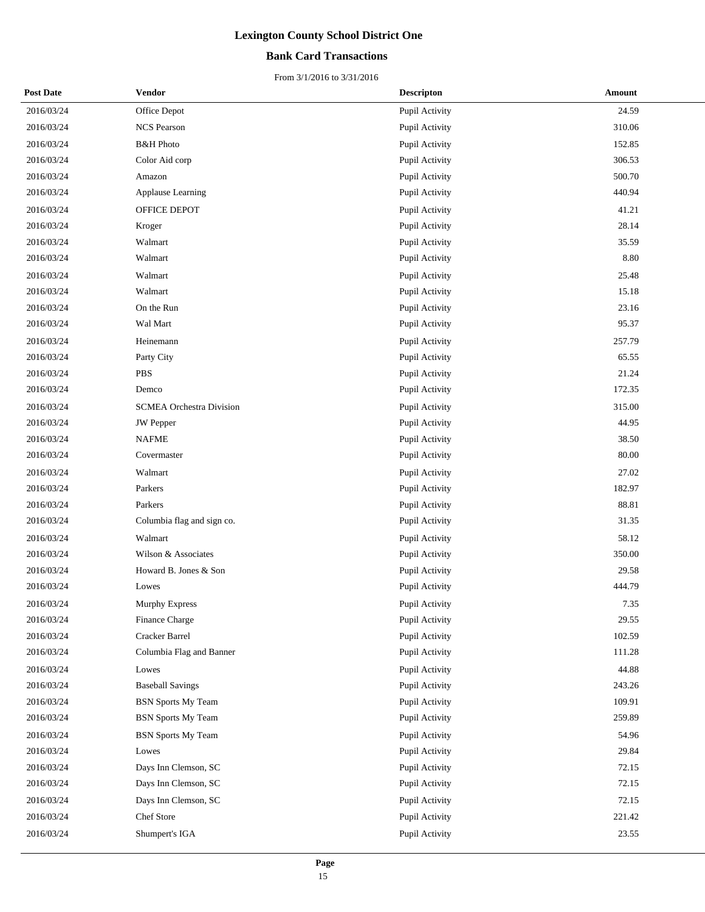# Lexington County School District One

## Bank Card Transactions

From 3/1/2016 to 3/31/2016

| Post Date | Vendor | Descripton | Amount |
|---|---|---|---|
| 2016/03/24 | Office Depot | Pupil Activity | 24.59 |
| 2016/03/24 | NCS Pearson | Pupil Activity | 310.06 |
| 2016/03/24 | B&H Photo | Pupil Activity | 152.85 |
| 2016/03/24 | Color Aid corp | Pupil Activity | 306.53 |
| 2016/03/24 | Amazon | Pupil Activity | 500.70 |
| 2016/03/24 | Applause Learning | Pupil Activity | 440.94 |
| 2016/03/24 | OFFICE DEPOT | Pupil Activity | 41.21 |
| 2016/03/24 | Kroger | Pupil Activity | 28.14 |
| 2016/03/24 | Walmart | Pupil Activity | 35.59 |
| 2016/03/24 | Walmart | Pupil Activity | 8.80 |
| 2016/03/24 | Walmart | Pupil Activity | 25.48 |
| 2016/03/24 | Walmart | Pupil Activity | 15.18 |
| 2016/03/24 | On the Run | Pupil Activity | 23.16 |
| 2016/03/24 | Wal Mart | Pupil Activity | 95.37 |
| 2016/03/24 | Heinemann | Pupil Activity | 257.79 |
| 2016/03/24 | Party City | Pupil Activity | 65.55 |
| 2016/03/24 | PBS | Pupil Activity | 21.24 |
| 2016/03/24 | Demco | Pupil Activity | 172.35 |
| 2016/03/24 | SCMEA Orchestra Division | Pupil Activity | 315.00 |
| 2016/03/24 | JW Pepper | Pupil Activity | 44.95 |
| 2016/03/24 | NAFME | Pupil Activity | 38.50 |
| 2016/03/24 | Covermaster | Pupil Activity | 80.00 |
| 2016/03/24 | Walmart | Pupil Activity | 27.02 |
| 2016/03/24 | Parkers | Pupil Activity | 182.97 |
| 2016/03/24 | Parkers | Pupil Activity | 88.81 |
| 2016/03/24 | Columbia flag and sign co. | Pupil Activity | 31.35 |
| 2016/03/24 | Walmart | Pupil Activity | 58.12 |
| 2016/03/24 | Wilson & Associates | Pupil Activity | 350.00 |
| 2016/03/24 | Howard B. Jones & Son | Pupil Activity | 29.58 |
| 2016/03/24 | Lowes | Pupil Activity | 444.79 |
| 2016/03/24 | Murphy Express | Pupil Activity | 7.35 |
| 2016/03/24 | Finance Charge | Pupil Activity | 29.55 |
| 2016/03/24 | Cracker Barrel | Pupil Activity | 102.59 |
| 2016/03/24 | Columbia Flag and Banner | Pupil Activity | 111.28 |
| 2016/03/24 | Lowes | Pupil Activity | 44.88 |
| 2016/03/24 | Baseball Savings | Pupil Activity | 243.26 |
| 2016/03/24 | BSN Sports My Team | Pupil Activity | 109.91 |
| 2016/03/24 | BSN Sports My Team | Pupil Activity | 259.89 |
| 2016/03/24 | BSN Sports My Team | Pupil Activity | 54.96 |
| 2016/03/24 | Lowes | Pupil Activity | 29.84 |
| 2016/03/24 | Days Inn Clemson, SC | Pupil Activity | 72.15 |
| 2016/03/24 | Days Inn Clemson, SC | Pupil Activity | 72.15 |
| 2016/03/24 | Days Inn Clemson, SC | Pupil Activity | 72.15 |
| 2016/03/24 | Chef Store | Pupil Activity | 221.42 |
| 2016/03/24 | Shumpert's IGA | Pupil Activity | 23.55 |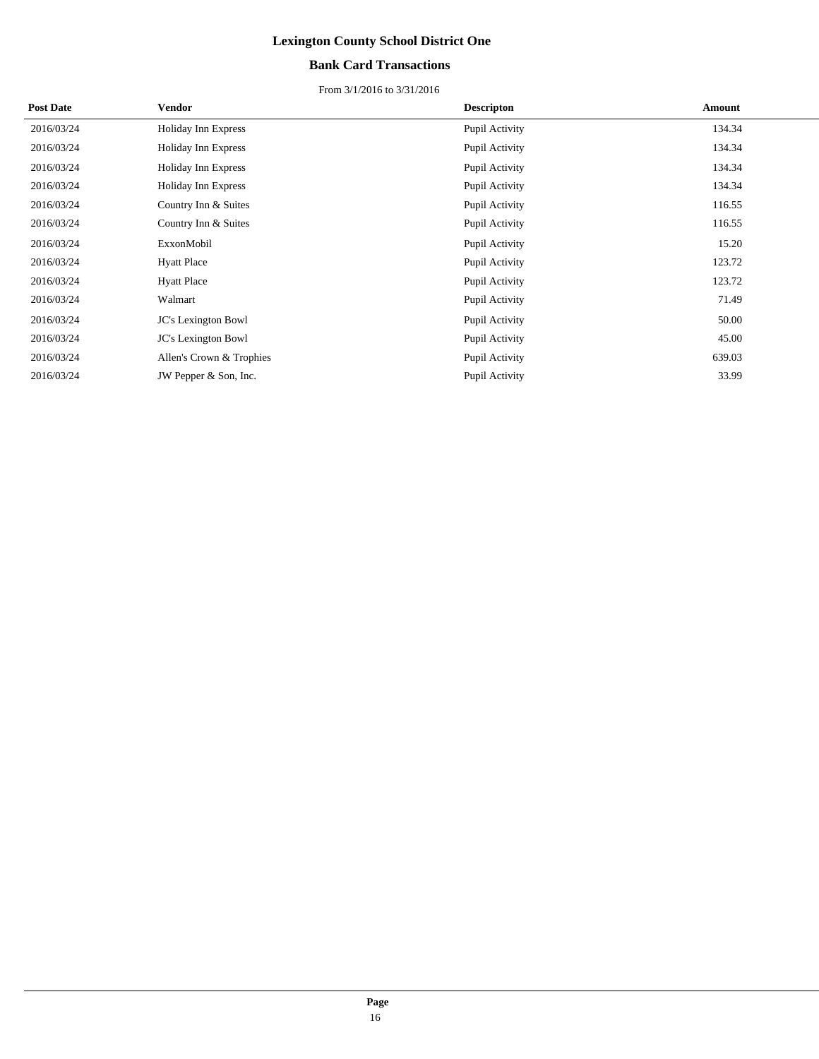# Lexington County School District One

## Bank Card Transactions

From 3/1/2016 to 3/31/2016

| Post Date | Vendor | Descripton | Amount |
|---|---|---|---|
| 2016/03/24 | Holiday Inn Express | Pupil Activity | 134.34 |
| 2016/03/24 | Holiday Inn Express | Pupil Activity | 134.34 |
| 2016/03/24 | Holiday Inn Express | Pupil Activity | 134.34 |
| 2016/03/24 | Holiday Inn Express | Pupil Activity | 134.34 |
| 2016/03/24 | Country Inn & Suites | Pupil Activity | 116.55 |
| 2016/03/24 | Country Inn & Suites | Pupil Activity | 116.55 |
| 2016/03/24 | ExxonMobil | Pupil Activity | 15.20 |
| 2016/03/24 | Hyatt Place | Pupil Activity | 123.72 |
| 2016/03/24 | Hyatt Place | Pupil Activity | 123.72 |
| 2016/03/24 | Walmart | Pupil Activity | 71.49 |
| 2016/03/24 | JC's Lexington Bowl | Pupil Activity | 50.00 |
| 2016/03/24 | JC's Lexington Bowl | Pupil Activity | 45.00 |
| 2016/03/24 | Allen's Crown & Trophies | Pupil Activity | 639.03 |
| 2016/03/24 | JW Pepper & Son, Inc. | Pupil Activity | 33.99 |